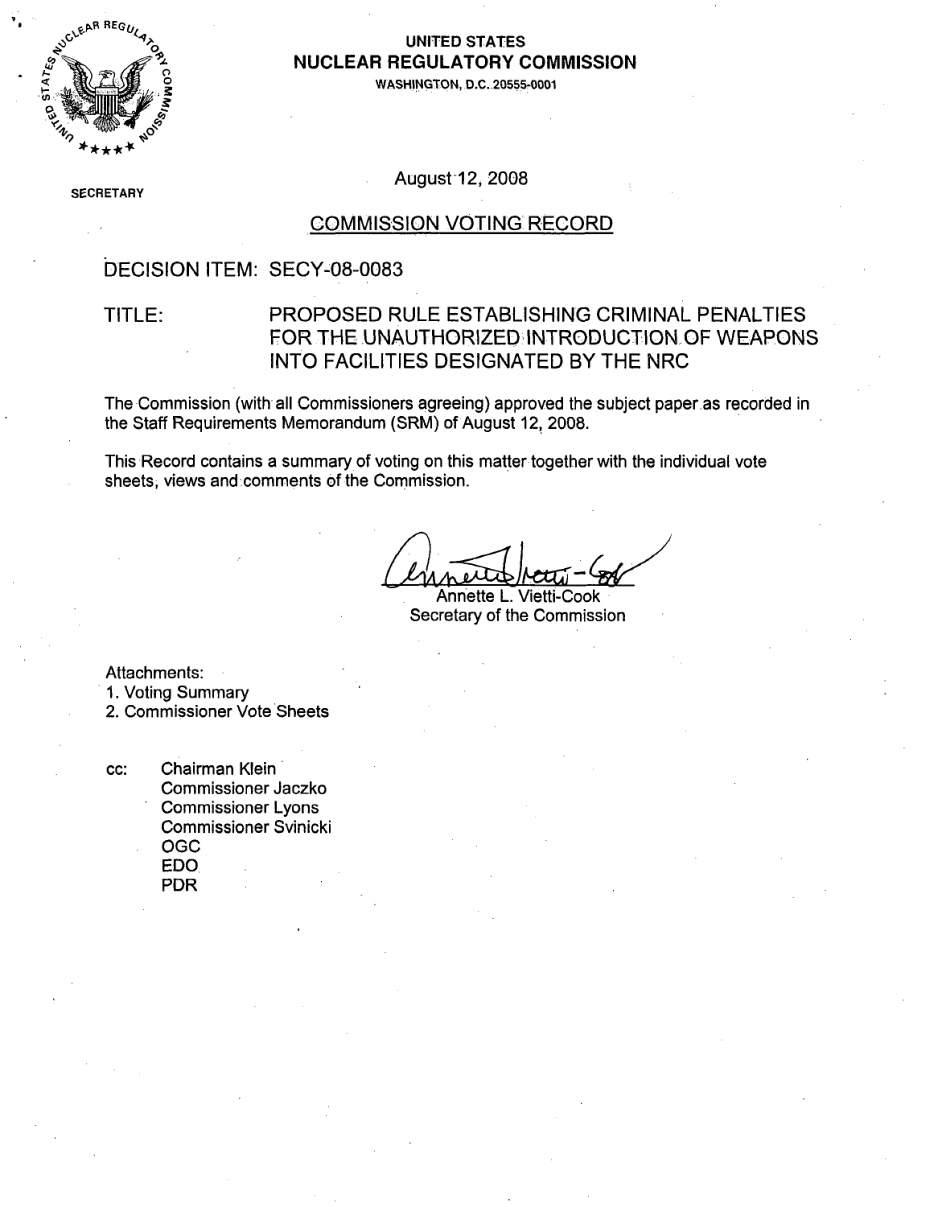UNITED STATES
**NUCLEAR REGULATORY COMMISSION**
WASHINGTON, D.C. 20555-0001

SECRETARY

August 12, 2008

## COMMISSION VOTING RECORD

DECISION ITEM: SECY-08-0083

TITLE: PROPOSED RULE ESTABLISHING CRIMINAL PENALTIES FOR THE UNAUTHORIZED INTRODUCTION OF WEAPONS INTO FACILITIES DESIGNATED BY THE NRC

The Commission (with all Commissioners agreeing) approved the subject paper as recorded in the Staff Requirements Memorandum (SRM) of August 12, 2008.

This Record contains a summary of voting on this matter together with the individual vote sheets, views and comments of the Commission.

Annette L. Vietti-Cook
Secretary of the Commission

Attachments:
1. Voting Summary
2. Commissioner Vote Sheets

cc: Chairman Klein
Commissioner Jaczko
Commissioner Lyons
Commissioner Svinicki
OGC
EDO
PDR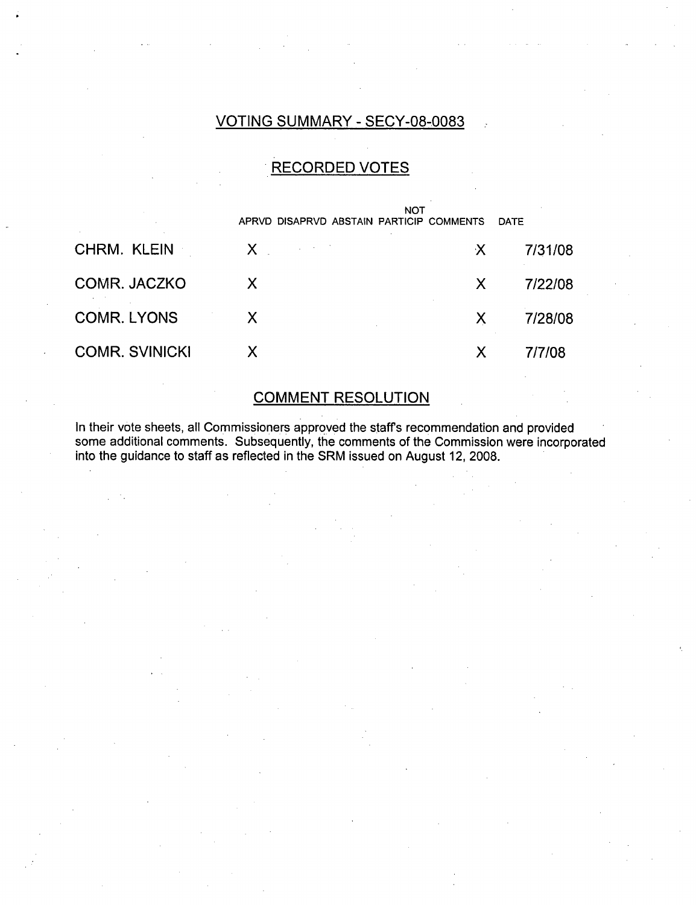## VOTING SUMMARY - SECY-08-0083

## RECORDED VOTES

| | APRVD | DISAPRVD | ABSTAIN | NOT PARTICIP | COMMENTS | DATE |
|---|---|---|---|---|---|---|
| CHRM. KLEIN | X | | | | X | 7/31/08 |
| COMR. JACZKO | X | | | | X | 7/22/08 |
| COMR. LYONS | X | | | | X | 7/28/08 |
| COMR. SVINICKI | X | | | | X | 7/7/08 |

## COMMENT RESOLUTION

In their vote sheets, all Commissioners approved the staff's recommendation and provided some additional comments. Subsequently, the comments of the Commission were incorporated into the guidance to staff as reflected in the SRM issued on August 12, 2008.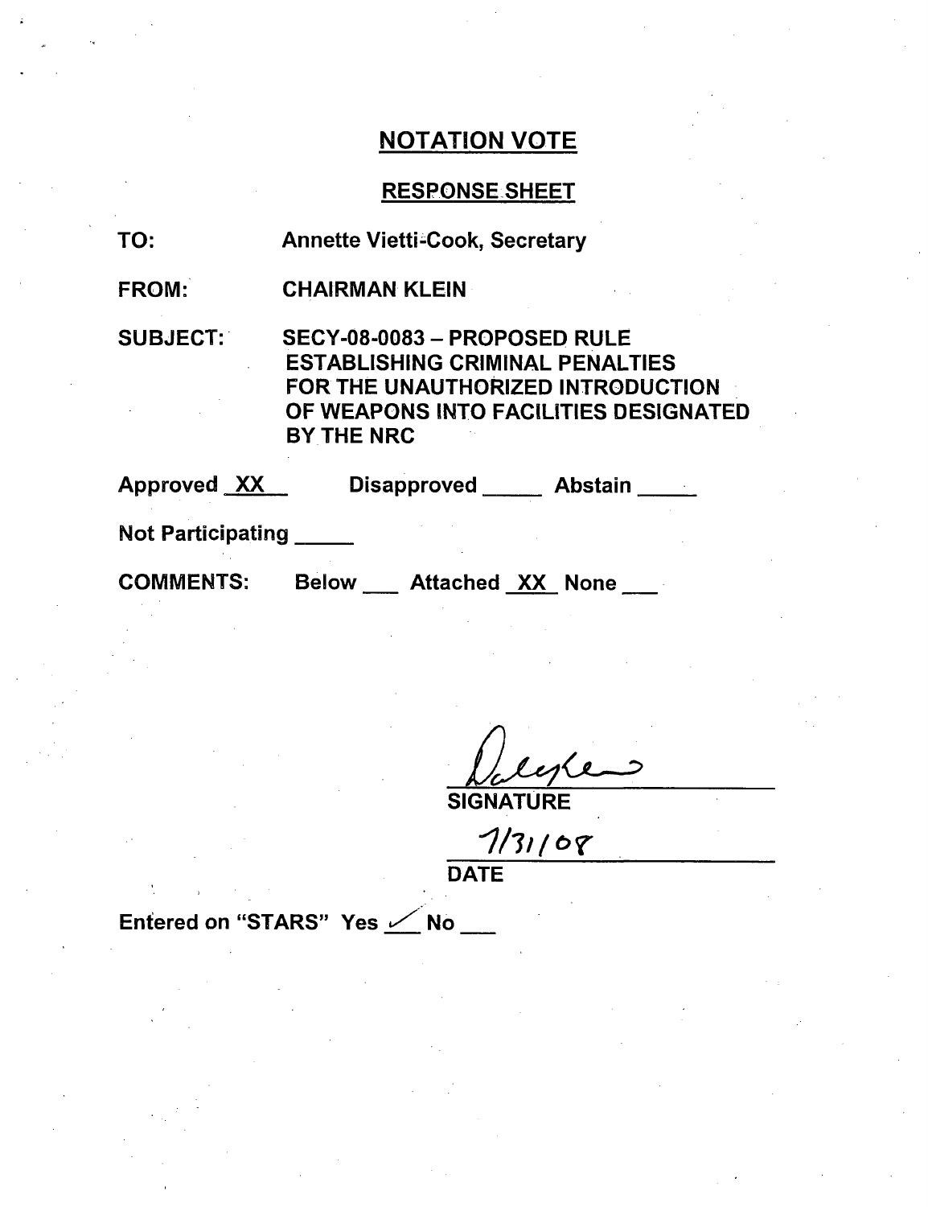# NOTATION VOTE

## RESPONSE SHEET

TO: Annette Vietti-Cook, Secretary

FROM: CHAIRMAN KLEIN

SUBJECT: SECY-08-0083 – PROPOSED RULE ESTABLISHING CRIMINAL PENALTIES FOR THE UNAUTHORIZED INTRODUCTION OF WEAPONS INTO FACILITIES DESIGNATED BY THE NRC

Approved XX Disapproved \_\_\_\_\_ Abstain \_\_\_\_\_

Not Participating \_\_\_\_\_

COMMENTS: Below \_\_\_ Attached XX None \_\_\_

Dale Klein

SIGNATURE

7/31/08

DATE

Entered on "STARS" Yes ✓ No \_\_\_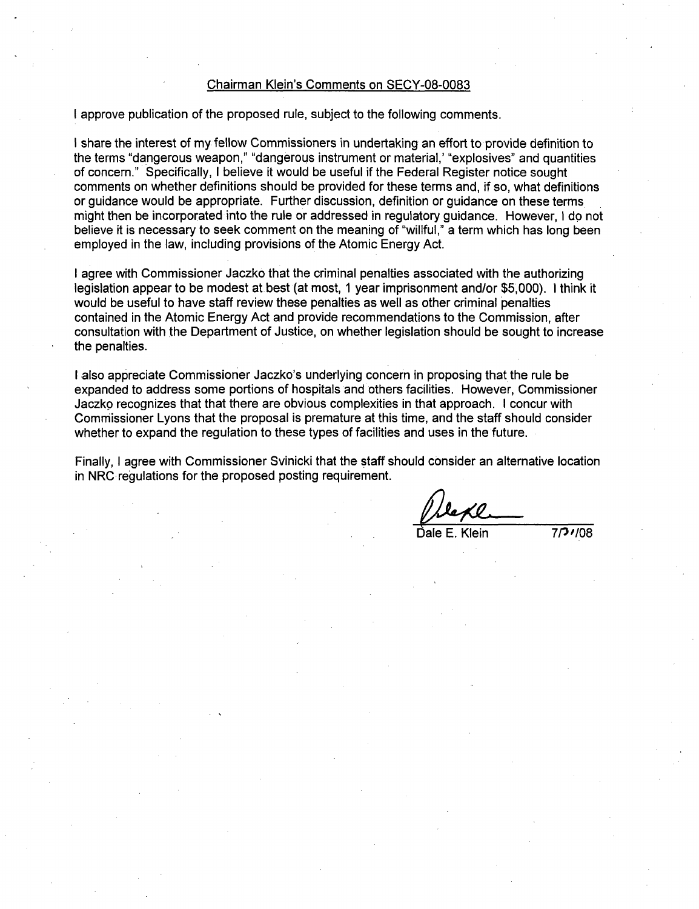Chairman Klein's Comments on SECY-08-0083

I approve publication of the proposed rule, subject to the following comments.

I share the interest of my fellow Commissioners in undertaking an effort to provide definition to the terms "dangerous weapon," "dangerous instrument or material,' "explosives" and quantities of concern." Specifically, I believe it would be useful if the Federal Register notice sought comments on whether definitions should be provided for these terms and, if so, what definitions or guidance would be appropriate. Further discussion, definition or guidance on these terms might then be incorporated into the rule or addressed in regulatory guidance. However, I do not believe it is necessary to seek comment on the meaning of "willful," a term which has long been employed in the law, including provisions of the Atomic Energy Act.

I agree with Commissioner Jaczko that the criminal penalties associated with the authorizing legislation appear to be modest at best (at most, 1 year imprisonment and/or $5,000). I think it would be useful to have staff review these penalties as well as other criminal penalties contained in the Atomic Energy Act and provide recommendations to the Commission, after consultation with the Department of Justice, on whether legislation should be sought to increase the penalties.

I also appreciate Commissioner Jaczko's underlying concern in proposing that the rule be expanded to address some portions of hospitals and others facilities. However, Commissioner Jaczko recognizes that that there are obvious complexities in that approach. I concur with Commissioner Lyons that the proposal is premature at this time, and the staff should consider whether to expand the regulation to these types of facilities and uses in the future.

Finally, I agree with Commissioner Svinicki that the staff should consider an alternative location in NRC regulations for the proposed posting requirement.

Dale E. Klein 7/21/08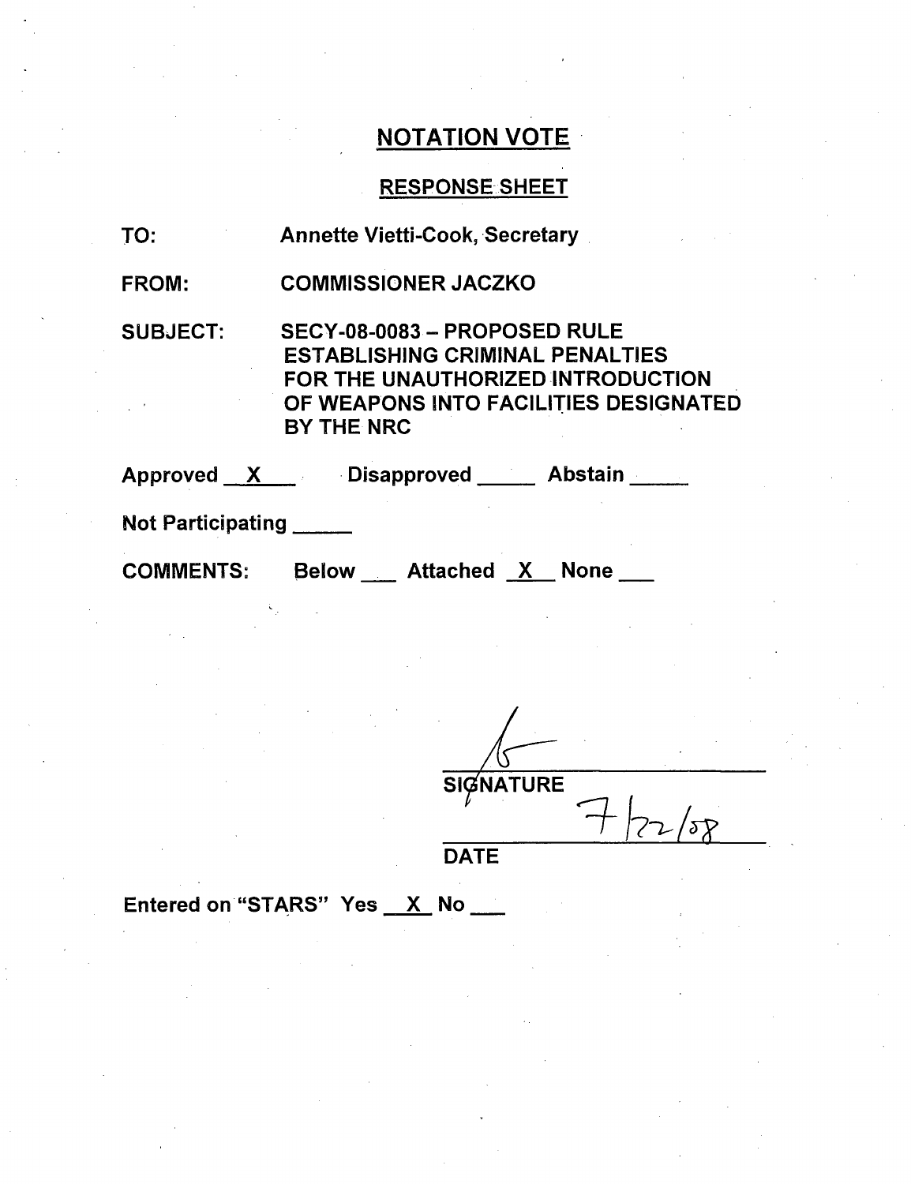# NOTATION VOTE

## RESPONSE SHEET

TO: Annette Vietti-Cook, Secretary

FROM: COMMISSIONER JACZKO

SUBJECT: SECY-08-0083 – PROPOSED RULE ESTABLISHING CRIMINAL PENALTIES FOR THE UNAUTHORIZED INTRODUCTION OF WEAPONS INTO FACILITIES DESIGNATED BY THE NRC

Approved X Disapproved \_\_\_\_\_ Abstain \_\_\_\_\_

Not Participating \_\_\_\_\_

COMMENTS: Below \_\_\_ Attached X None \_\_\_

SIGNATURE

7/22/08

DATE

Entered on "STARS" Yes X No \_\_\_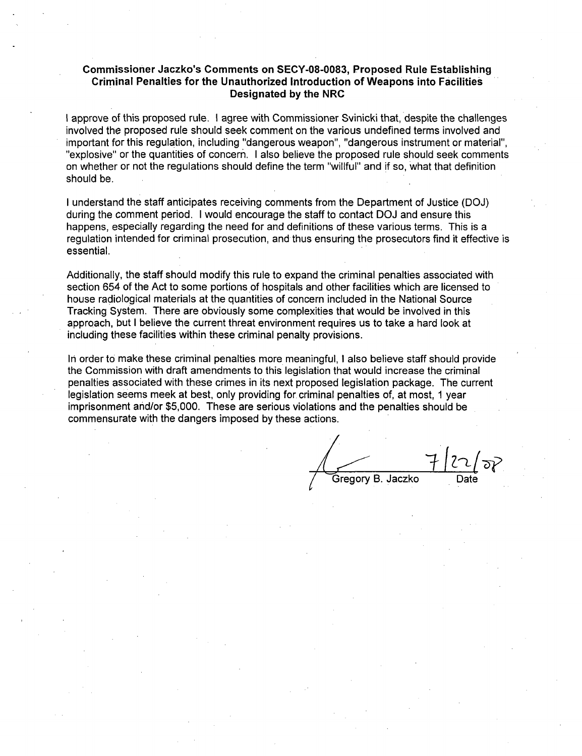**Commissioner Jaczko's Comments on SECY-08-0083, Proposed Rule Establishing Criminal Penalties for the Unauthorized Introduction of Weapons into Facilities Designated by the NRC**

I approve of this proposed rule. I agree with Commissioner Svinicki that, despite the challenges involved the proposed rule should seek comment on the various undefined terms involved and important for this regulation, including "dangerous weapon", "dangerous instrument or material", "explosive" or the quantities of concern. I also believe the proposed rule should seek comments on whether or not the regulations should define the term "willful" and if so, what that definition should be.

I understand the staff anticipates receiving comments from the Department of Justice (DOJ) during the comment period. I would encourage the staff to contact DOJ and ensure this happens, especially regarding the need for and definitions of these various terms. This is a regulation intended for criminal prosecution, and thus ensuring the prosecutors find it effective is essential.

Additionally, the staff should modify this rule to expand the criminal penalties associated with section 654 of the Act to some portions of hospitals and other facilities which are licensed to house radiological materials at the quantities of concern included in the National Source Tracking System. There are obviously some complexities that would be involved in this approach, but I believe the current threat environment requires us to take a hard look at including these facilities within these criminal penalty provisions.

In order to make these criminal penalties more meaningful, I also believe staff should provide the Commission with draft amendments to this legislation that would increase the criminal penalties associated with these crimes in its next proposed legislation package. The current legislation seems meek at best, only providing for criminal penalties of, at most, 1 year imprisonment and/or $5,000. These are serious violations and the penalties should be commensurate with the dangers imposed by these actions.

Gregory B. Jaczko　　7/22/08
Date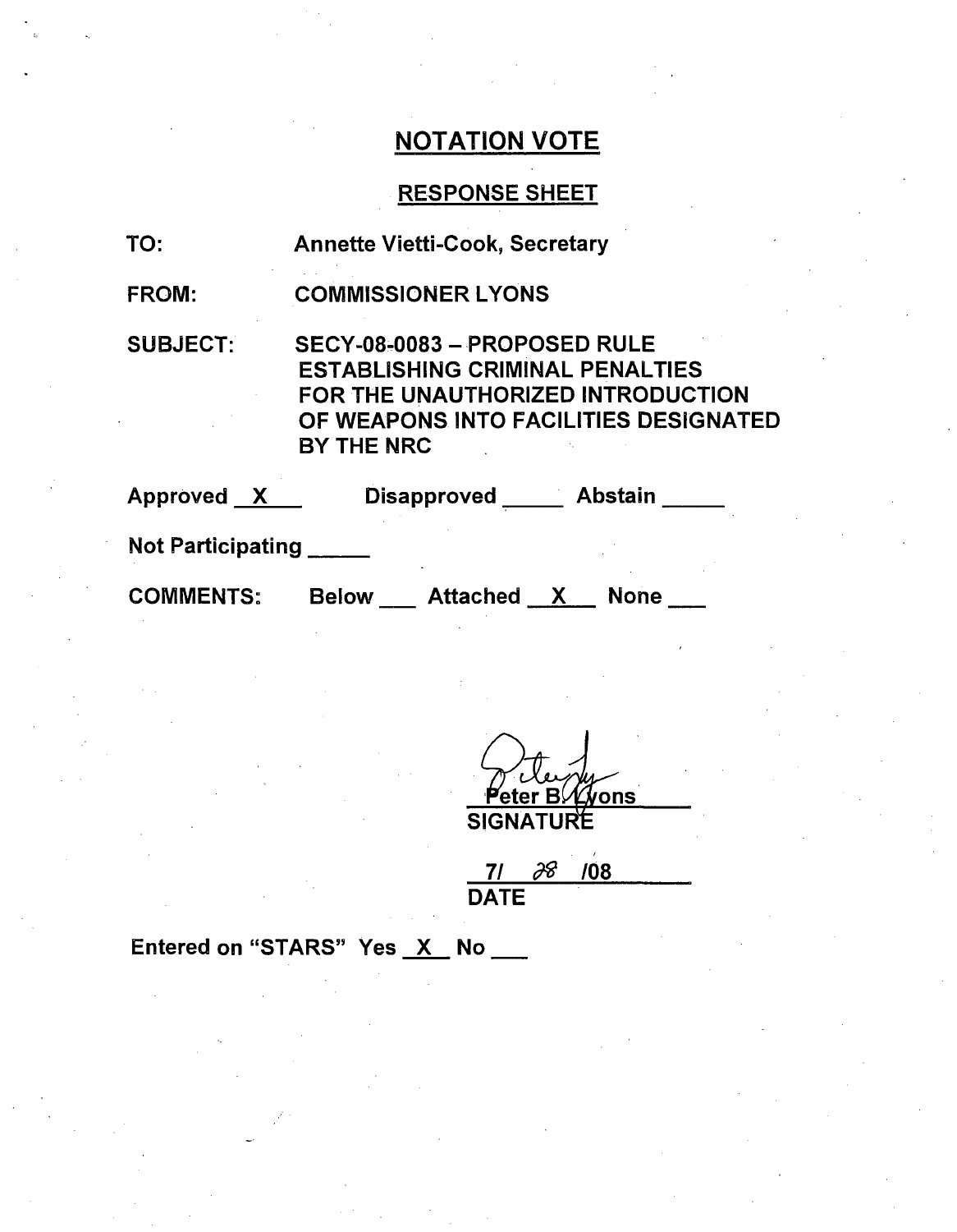# NOTATION VOTE

## RESPONSE SHEET

TO: Annette Vietti-Cook, Secretary

FROM: COMMISSIONER LYONS

SUBJECT: SECY-08-0083 – PROPOSED RULE ESTABLISHING CRIMINAL PENALTIES FOR THE UNAUTHORIZED INTRODUCTION OF WEAPONS INTO FACILITIES DESIGNATED BY THE NRC

Approved X Disapproved ____ Abstain ____

Not Participating ____

COMMENTS: Below ___ Attached X None ___

Peter B. Lyons
SIGNATURE

7/ 28 /08
DATE

Entered on "STARS" Yes X No ___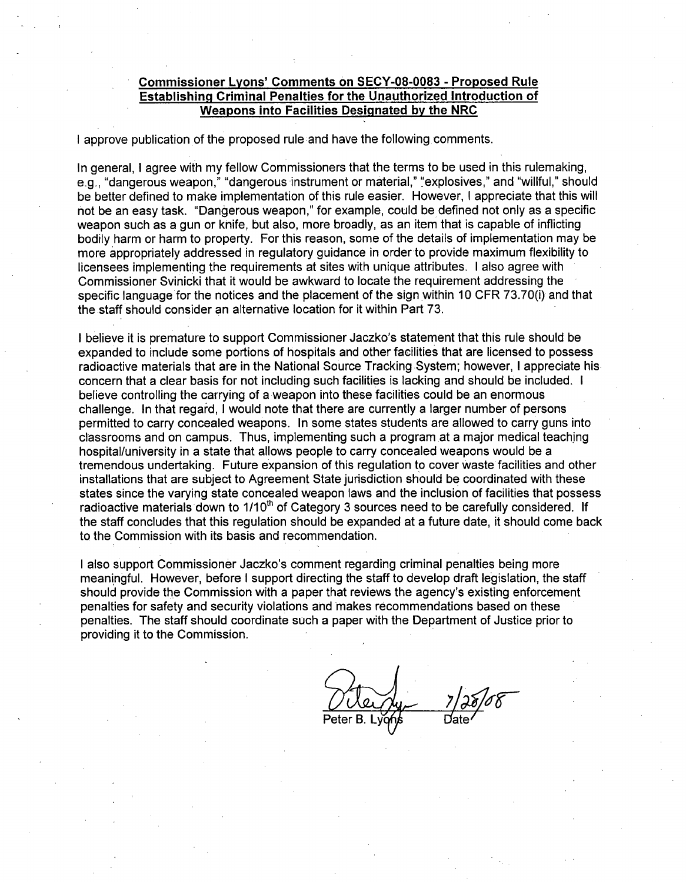## Commissioner Lyons' Comments on SECY-08-0083 - Proposed Rule Establishing Criminal Penalties for the Unauthorized Introduction of Weapons into Facilities Designated by the NRC

I approve publication of the proposed rule and have the following comments.

In general, I agree with my fellow Commissioners that the terms to be used in this rulemaking, e.g., "dangerous weapon," "dangerous instrument or material," "explosives," and "willful," should be better defined to make implementation of this rule easier. However, I appreciate that this will not be an easy task. "Dangerous weapon," for example, could be defined not only as a specific weapon such as a gun or knife, but also, more broadly, as an item that is capable of inflicting bodily harm or harm to property. For this reason, some of the details of implementation may be more appropriately addressed in regulatory guidance in order to provide maximum flexibility to licensees implementing the requirements at sites with unique attributes. I also agree with Commissioner Svinicki that it would be awkward to locate the requirement addressing the specific language for the notices and the placement of the sign within 10 CFR 73.70(i) and that the staff should consider an alternative location for it within Part 73.

I believe it is premature to support Commissioner Jaczko's statement that this rule should be expanded to include some portions of hospitals and other facilities that are licensed to possess radioactive materials that are in the National Source Tracking System; however, I appreciate his concern that a clear basis for not including such facilities is lacking and should be included. I believe controlling the carrying of a weapon into these facilities could be an enormous challenge. In that regard, I would note that there are currently a larger number of persons permitted to carry concealed weapons. In some states students are allowed to carry guns into classrooms and on campus. Thus, implementing such a program at a major medical teaching hospital/university in a state that allows people to carry concealed weapons would be a tremendous undertaking. Future expansion of this regulation to cover waste facilities and other installations that are subject to Agreement State jurisdiction should be coordinated with these states since the varying state concealed weapon laws and the inclusion of facilities that possess radioactive materials down to 1/10$^{th}$ of Category 3 sources need to be carefully considered. If the staff concludes that this regulation should be expanded at a future date, it should come back to the Commission with its basis and recommendation.

I also support Commissioner Jaczko's comment regarding criminal penalties being more meaningful. However, before I support directing the staff to develop draft legislation, the staff should provide the Commission with a paper that reviews the agency's existing enforcement penalties for safety and security violations and makes recommendations based on these penalties. The staff should coordinate such a paper with the Department of Justice prior to providing it to the Commission.

Peter B. Lyons 7/28/08
Date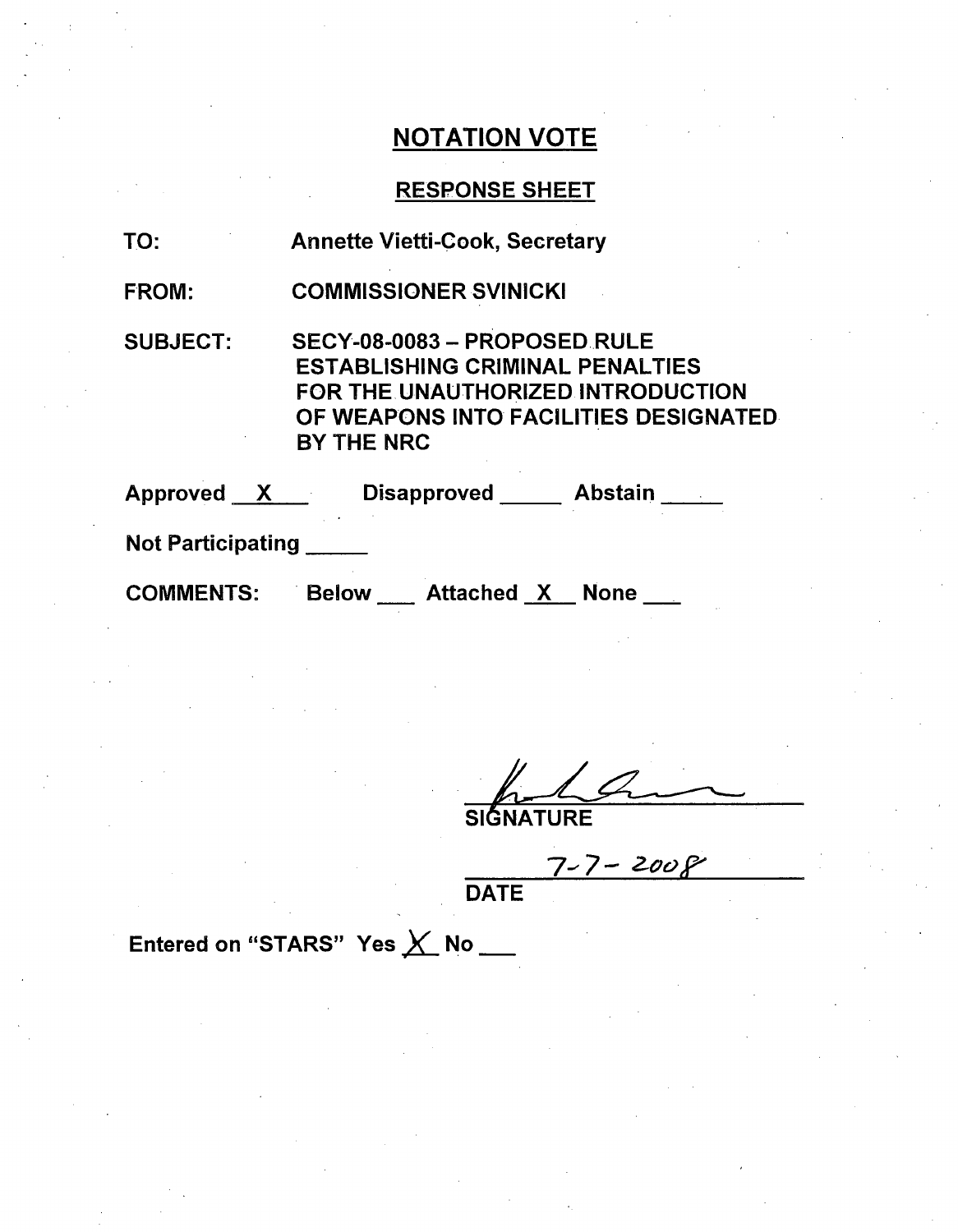# NOTATION VOTE

## RESPONSE SHEET

TO: Annette Vietti-Cook, Secretary

FROM: COMMISSIONER SVINICKI

SUBJECT: SECY-08-0083 – PROPOSED RULE ESTABLISHING CRIMINAL PENALTIES FOR THE UNAUTHORIZED INTRODUCTION OF WEAPONS INTO FACILITIES DESIGNATED BY THE NRC

Approved X Disapproved \_\_\_\_\_ Abstain \_\_\_\_\_

Not Participating \_\_\_\_\_

COMMENTS: Below \_\_\_ Attached X None \_\_\_

SIGNATURE

7-7-2008

DATE

Entered on "STARS" Yes X No \_\_\_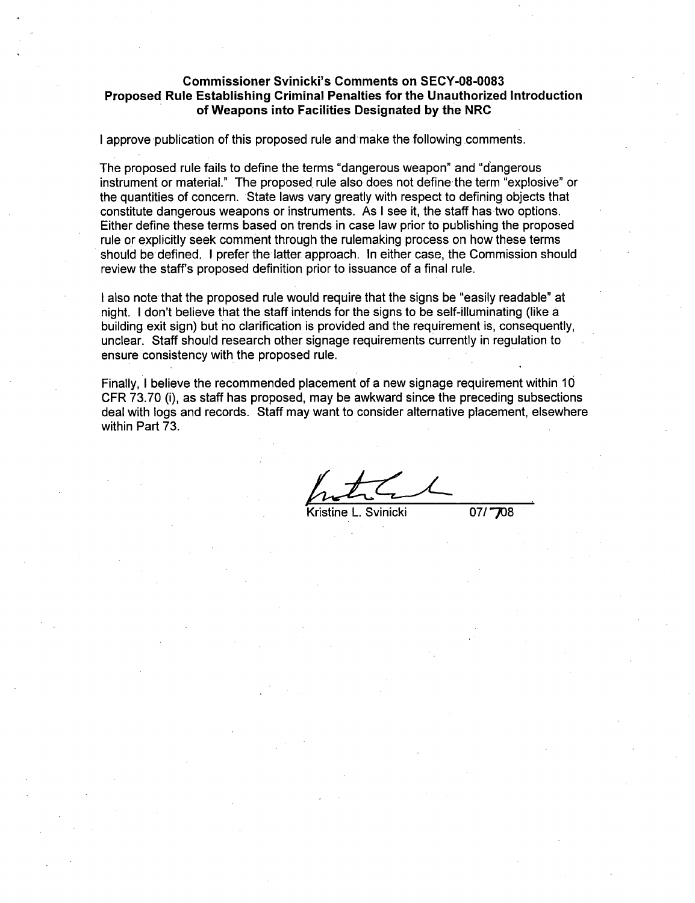**Commissioner Svinicki's Comments on SECY-08-0083**
**Proposed Rule Establishing Criminal Penalties for the Unauthorized Introduction of Weapons into Facilities Designated by the NRC**

I approve publication of this proposed rule and make the following comments.

The proposed rule fails to define the terms "dangerous weapon" and "dangerous instrument or material." The proposed rule also does not define the term "explosive" or the quantities of concern. State laws vary greatly with respect to defining objects that constitute dangerous weapons or instruments. As I see it, the staff has two options. Either define these terms based on trends in case law prior to publishing the proposed rule or explicitly seek comment through the rulemaking process on how these terms should be defined. I prefer the latter approach. In either case, the Commission should review the staff's proposed definition prior to issuance of a final rule.

I also note that the proposed rule would require that the signs be "easily readable" at night. I don't believe that the staff intends for the signs to be self-illuminating (like a building exit sign) but no clarification is provided and the requirement is, consequently, unclear. Staff should research other signage requirements currently in regulation to ensure consistency with the proposed rule.

Finally, I believe the recommended placement of a new signage requirement within 10 CFR 73.70 (i), as staff has proposed, may be awkward since the preceding subsections deal with logs and records. Staff may want to consider alternative placement, elsewhere within Part 73.

Kristine L. Svinicki 07/7/08